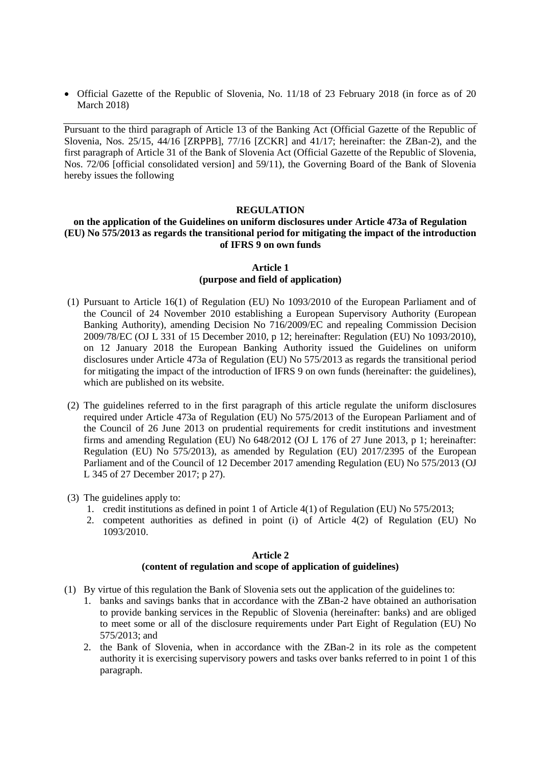- Official Gazette of the Republic of Slovenia, No. 11/18 of 23 February 2018 (in force as of 20 March 2018)

---

Pursuant to the third paragraph of Article 13 of the Banking Act (Official Gazette of the Republic of Slovenia, Nos. 25/15, 44/16 [ZRPPB], 77/16 [ZCKR] and 41/17; hereinafter: the ZBan-2), and the first paragraph of Article 31 of the Bank of Slovenia Act (Official Gazette of the Republic of Slovenia, Nos. 72/06 [official consolidated version] and 59/11), the Governing Board of the Bank of Slovenia hereby issues the following

**REGULATION**
**on the application of the Guidelines on uniform disclosures under Article 473a of Regulation (EU) No 575/2013 as regards the transitional period for mitigating the impact of the introduction of IFRS 9 on own funds**

**Article 1**
**(purpose and field of application)**

(1) Pursuant to Article 16(1) of Regulation (EU) No 1093/2010 of the European Parliament and of the Council of 24 November 2010 establishing a European Supervisory Authority (European Banking Authority), amending Decision No 716/2009/EC and repealing Commission Decision 2009/78/EC (OJ L 331 of 15 December 2010, p 12; hereinafter: Regulation (EU) No 1093/2010), on 12 January 2018 the European Banking Authority issued the Guidelines on uniform disclosures under Article 473a of Regulation (EU) No 575/2013 as regards the transitional period for mitigating the impact of the introduction of IFRS 9 on own funds (hereinafter: the guidelines), which are published on its website.

(2) The guidelines referred to in the first paragraph of this article regulate the uniform disclosures required under Article 473a of Regulation (EU) No 575/2013 of the European Parliament and of the Council of 26 June 2013 on prudential requirements for credit institutions and investment firms and amending Regulation (EU) No 648/2012 (OJ L 176 of 27 June 2013, p 1; hereinafter: Regulation (EU) No 575/2013), as amended by Regulation (EU) 2017/2395 of the European Parliament and of the Council of 12 December 2017 amending Regulation (EU) No 575/2013 (OJ L 345 of 27 December 2017; p 27).

(3) The guidelines apply to:
   1. credit institutions as defined in point 1 of Article 4(1) of Regulation (EU) No 575/2013;
   2. competent authorities as defined in point (i) of Article 4(2) of Regulation (EU) No 1093/2010.

**Article 2**
**(content of regulation and scope of application of guidelines)**

(1) By virtue of this regulation the Bank of Slovenia sets out the application of the guidelines to:
   1. banks and savings banks that in accordance with the ZBan-2 have obtained an authorisation to provide banking services in the Republic of Slovenia (hereinafter: banks) and are obliged to meet some or all of the disclosure requirements under Part Eight of Regulation (EU) No 575/2013; and
   2. the Bank of Slovenia, when in accordance with the ZBan-2 in its role as the competent authority it is exercising supervisory powers and tasks over banks referred to in point 1 of this paragraph.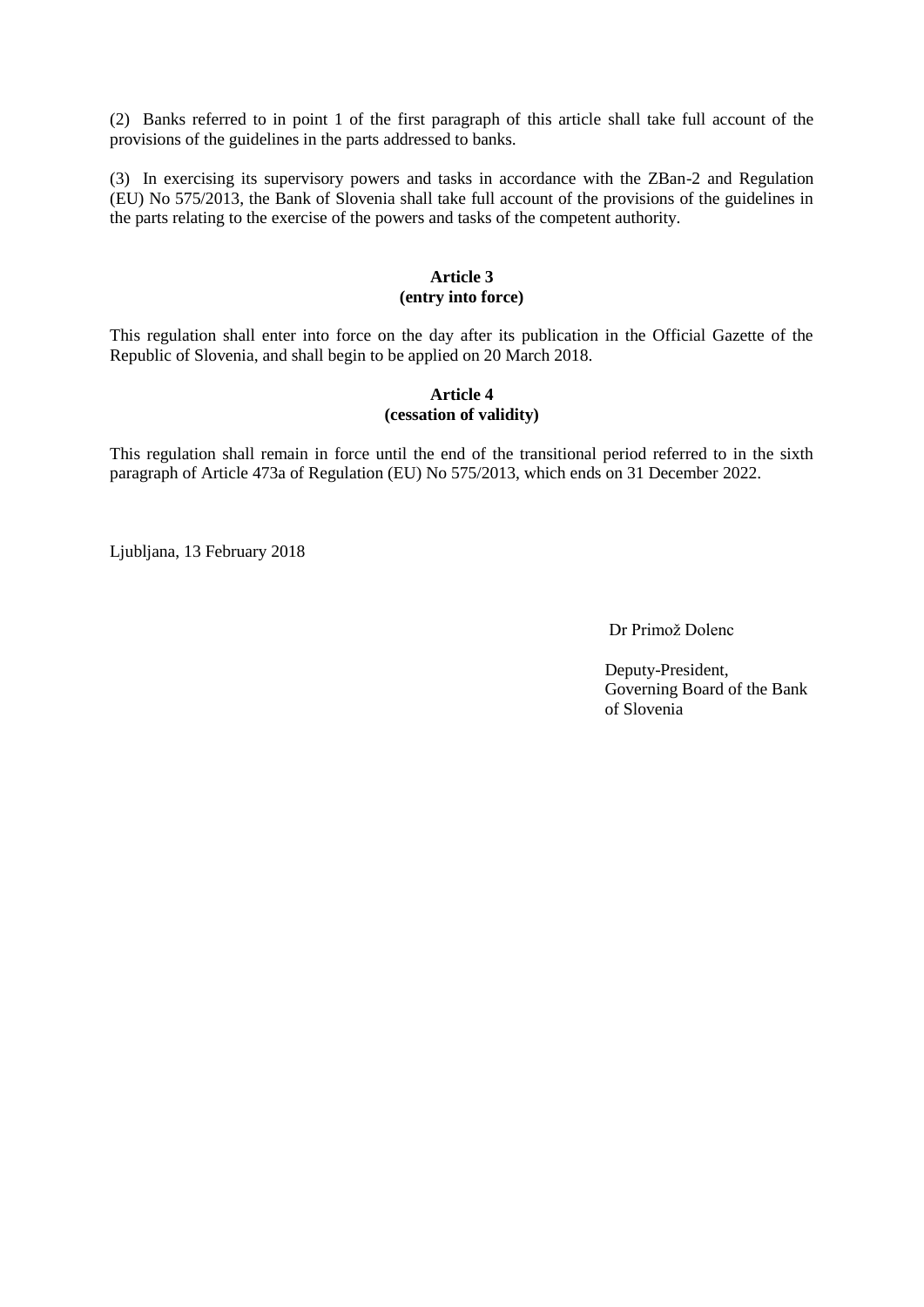(2) Banks referred to in point 1 of the first paragraph of this article shall take full account of the provisions of the guidelines in the parts addressed to banks.

(3) In exercising its supervisory powers and tasks in accordance with the ZBan-2 and Regulation (EU) No 575/2013, the Bank of Slovenia shall take full account of the provisions of the guidelines in the parts relating to the exercise of the powers and tasks of the competent authority.

**Article 3**
**(entry into force)**

This regulation shall enter into force on the day after its publication in the Official Gazette of the Republic of Slovenia, and shall begin to be applied on 20 March 2018.

**Article 4**
**(cessation of validity)**

This regulation shall remain in force until the end of the transitional period referred to in the sixth paragraph of Article 473a of Regulation (EU) No 575/2013, which ends on 31 December 2022.

Ljubljana, 13 February 2018

Dr Primož Dolenc

Deputy-President,
Governing Board of the Bank of Slovenia